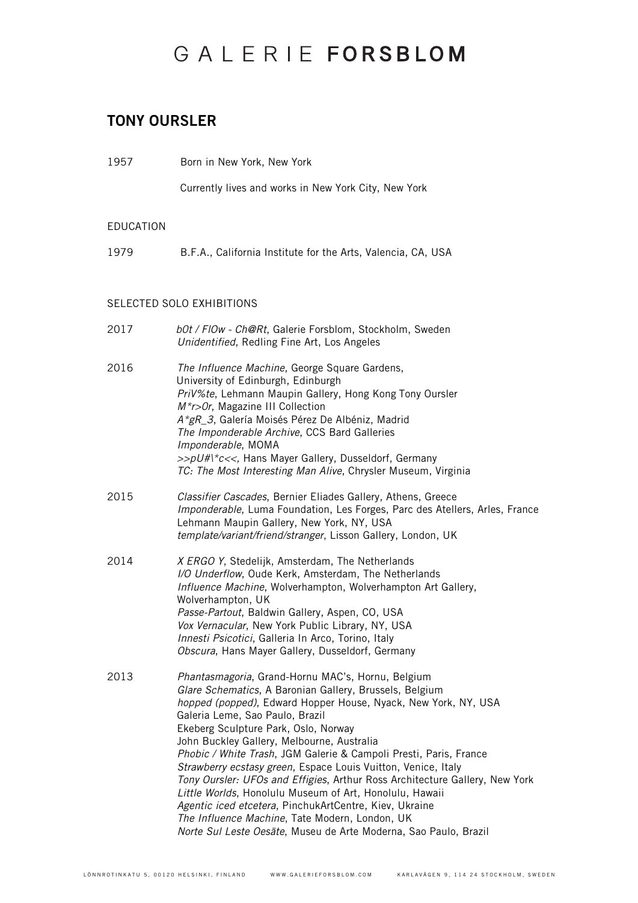# GALERIE FORSBLOM

## TONY OURSLER

1957 Born in New York, New York

Currently lives and works in New York City, New York

### EDUCATION

1979 B.F.A., California Institute for the Arts, Valencia, CA, USA

### SELECTED SOLO EXHIBITIONS

**2017**

*b0t / FlOw - Ch@Rt*, Galerie Forsblom, Stockholm, Sweden
*Unidentified*, Redling Fine Art, Los Angeles

**2016**

*The Influence Machine*, George Square Gardens, University of Edinburgh, Edinburgh
*PriV%te*, Lehmann Maupin Gallery, Hong Kong Tony Oursler
*M*r>Or*, Magazine III Collection
*A*gR_3*, Galería Moisés Pérez De Albéniz, Madrid
*The Imponderable Archive*, CCS Bard Galleries
*Imponderable*, MOMA
*>>pU#\*c<<*, Hans Mayer Gallery, Dusseldorf, Germany
*TC: The Most Interesting Man Alive*, Chrysler Museum, Virginia

**2015**

*Classifier Cascades*, Bernier Eliades Gallery, Athens, Greece
*Imponderable*, Luma Foundation, Les Forges, Parc des Ateliers, Arles, France
Lehmann Maupin Gallery, New York, NY, USA
*template/variant/friend/stranger*, Lisson Gallery, London, UK

**2014**

*X ERGO Y*, Stedelijk, Amsterdam, The Netherlands
*I/O Underflow*, Oude Kerk, Amsterdam, The Netherlands
*Influence Machine*, Wolverhampton, Wolverhampton Art Gallery, Wolverhampton, UK
*Passe-Partout*, Baldwin Gallery, Aspen, CO, USA
*Vox Vernacular*, New York Public Library, NY, USA
*Innesti Psicotici*, Galleria In Arco, Torino, Italy
*Obscura*, Hans Mayer Gallery, Dusseldorf, Germany

**2013**

*Phantasmagoria*, Grand-Hornu MAC's, Hornu, Belgium
*Glare Schematics*, A Baronian Gallery, Brussels, Belgium
*hopped (popped)*, Edward Hopper House, Nyack, New York, NY, USA
Galeria Leme, Sao Paulo, Brazil
Ekeberg Sculpture Park, Oslo, Norway
John Buckley Gallery, Melbourne, Australia
*Phobic / White Trash*, JGM Galerie & Campoli Presti, Paris, France
*Strawberry ecstasy green*, Espace Louis Vuitton, Venice, Italy
*Tony Oursler: UFOs and Effigies*, Arthur Ross Architecture Gallery, New York
*Little Worlds*, Honolulu Museum of Art, Honolulu, Hawaii
*Agentic iced etcetera*, PinchukArtCentre, Kiev, Ukraine
*The Influence Machine*, Tate Modern, London, UK
*Norte Sul Leste Oesäte*, Museu de Arte Moderna, Sao Paulo, Brazil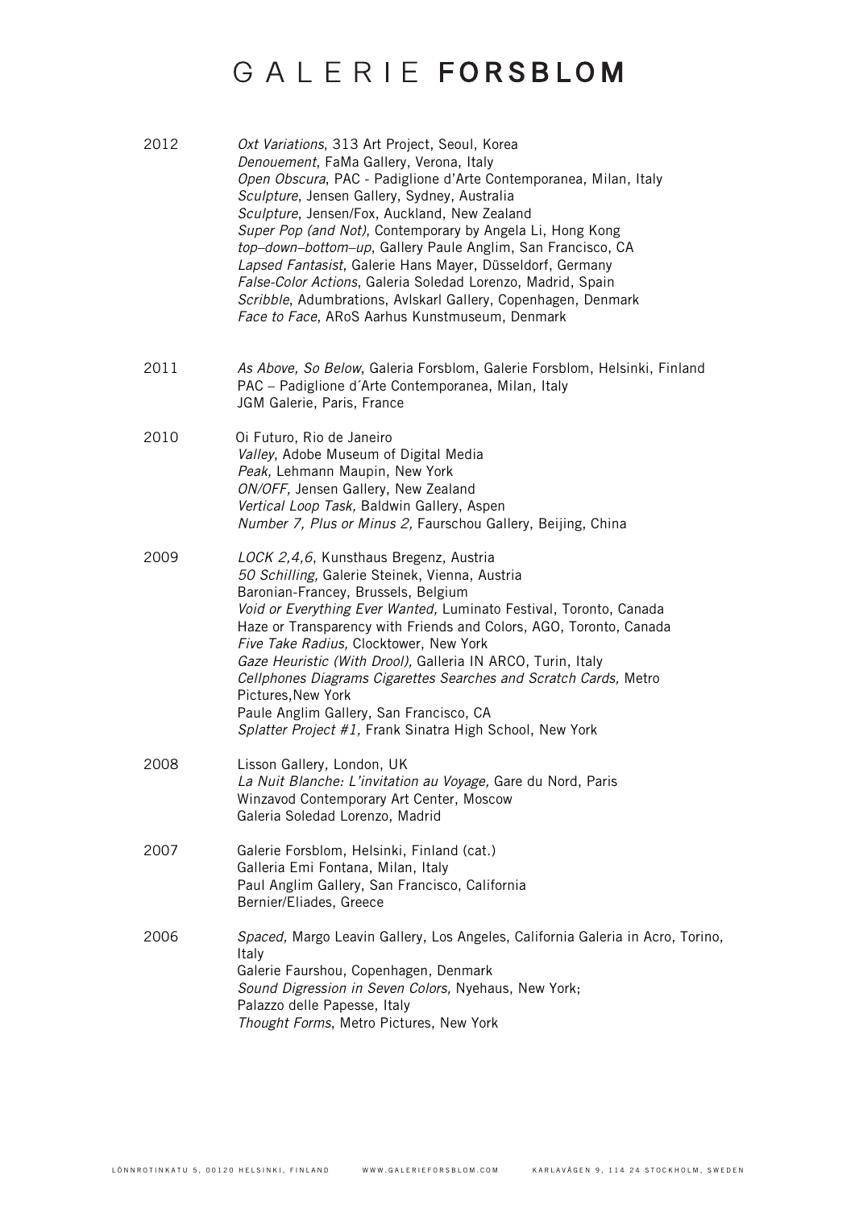# GALERIE **FORSBLOM**

2012
*Oxt Variations*, 313 Art Project, Seoul, Korea
*Denouement*, FaMa Gallery, Verona, Italy
*Open Obscura*, PAC - Padiglione d'Arte Contemporanea, Milan, Italy
*Sculpture*, Jensen Gallery, Sydney, Australia
*Sculpture*, Jensen/Fox, Auckland, New Zealand
*Super Pop (and Not)*, Contemporary by Angela Li, Hong Kong
*top–down–bottom–up*, Gallery Paule Anglim, San Francisco, CA
*Lapsed Fantasist*, Galerie Hans Mayer, Düsseldorf, Germany
*False-Color Actions*, Galeria Soledad Lorenzo, Madrid, Spain
*Scribble*, Adumbrations, Avlskarl Gallery, Copenhagen, Denmark
*Face to Face*, ARoS Aarhus Kunstmuseum, Denmark

2011
*As Above, So Below*, Galeria Forsblom, Galerie Forsblom, Helsinki, Finland
PAC – Padiglione d´Arte Contemporanea, Milan, Italy
JGM Galerie, Paris, France

2010
Oi Futuro, Rio de Janeiro
*Valley*, Adobe Museum of Digital Media
*Peak,* Lehmann Maupin, New York
*ON/OFF,* Jensen Gallery, New Zealand
*Vertical Loop Task,* Baldwin Gallery, Aspen
*Number 7, Plus or Minus 2,* Faurschou Gallery, Beijing, China

2009
*LOCK 2,4,6*, Kunsthaus Bregenz, Austria
*50 Schilling,* Galerie Steinek, Vienna, Austria
Baronian-Francey, Brussels, Belgium
*Void or Everything Ever Wanted,* Luminato Festival, Toronto, Canada
Haze or Transparency with Friends and Colors, AGO, Toronto, Canada
*Five Take Radius,* Clocktower, New York
*Gaze Heuristic (With Drool),* Galleria IN ARCO, Turin, Italy
*Cellphones Diagrams Cigarettes Searches and Scratch Cards,* Metro Pictures,New York
Paule Anglim Gallery, San Francisco, CA
*Splatter Project #1,* Frank Sinatra High School, New York

2008
Lisson Gallery, London, UK
*La Nuit Blanche: L'invitation au Voyage,* Gare du Nord, Paris
Winzavod Contemporary Art Center, Moscow
Galeria Soledad Lorenzo, Madrid

2007
Galerie Forsblom, Helsinki, Finland (cat.)
Galleria Emi Fontana, Milan, Italy
Paul Anglim Gallery, San Francisco, California
Bernier/Eliades, Greece

2006
*Spaced,* Margo Leavin Gallery, Los Angeles, California Galeria in Acro, Torino, Italy
Galerie Faurshou, Copenhagen, Denmark
*Sound Digression in Seven Colors,* Nyehaus, New York;
Palazzo delle Papesse, Italy
*Thought Forms*, Metro Pictures, New York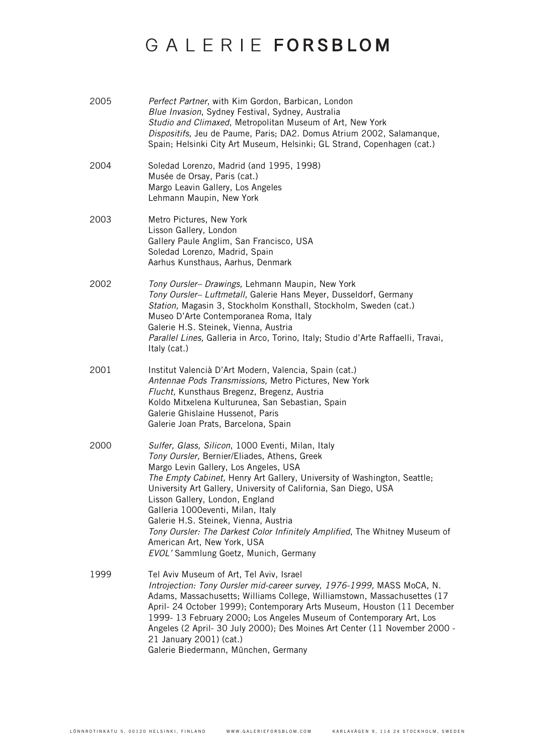2005

*Perfect Partner*, with Kim Gordon, Barbican, London
*Blue Invasion*, Sydney Festival, Sydney, Australia
*Studio and Climaxed*, Metropolitan Museum of Art, New York
*Dispositifs,* Jeu de Paume, Paris; DA2. Domus Atrium 2002, Salamanque, Spain; Helsinki City Art Museum, Helsinki; GL Strand, Copenhagen (cat.)

2004

Soledad Lorenzo, Madrid (and 1995, 1998)
Musée de Orsay, Paris (cat.)
Margo Leavin Gallery, Los Angeles
Lehmann Maupin, New York

2003

Metro Pictures, New York
Lisson Gallery, London
Gallery Paule Anglim, San Francisco, USA
Soledad Lorenzo, Madrid, Spain
Aarhus Kunsthaus, Aarhus, Denmark

2002

*Tony Oursler– Drawings,* Lehmann Maupin, New York
*Tony Oursler– Luftmetall,* Galerie Hans Meyer, Dusseldorf, Germany
*Station,* Magasin 3, Stockholm Konsthall, Stockholm, Sweden (cat.)
Museo D'Arte Contemporanea Roma, Italy
Galerie H.S. Steinek, Vienna, Austria
*Parallel Lines,* Galleria in Arco, Torino, Italy; Studio d'Arte Raffaelli, Travai, Italy (cat.)

2001

Institut Valencià D'Art Modern, Valencia, Spain (cat.)
*Antennae Pods Transmissions,* Metro Pictures, New York
*Flucht,* Kunsthaus Bregenz, Bregenz, Austria
Koldo Mitxelena Kulturunea, San Sebastian, Spain
Galerie Ghislaine Hussenot, Paris
Galerie Joan Prats, Barcelona, Spain

2000

*Sulfer, Glass, Silicon*, 1000 Eventi, Milan, Italy
*Tony Oursler,* Bernier/Eliades, Athens, Greek
Margo Levin Gallery, Los Angeles, USA
*The Empty Cabinet,* Henry Art Gallery, University of Washington, Seattle; University Art Gallery, University of California, San Diego, USA
Lisson Gallery, London, England
Galleria 1000eventi, Milan, Italy
Galerie H.S. Steinek, Vienna, Austria
*Tony Oursler: The Darkest Color Infinitely Amplified*, The Whitney Museum of American Art, New York, USA
*EVOL'* Sammlung Goetz, Munich, Germany

1999

Tel Aviv Museum of Art, Tel Aviv, Israel
*Introjection: Tony Oursler mid-career survey, 1976-1999,* MASS MoCA, N. Adams, Massachusetts; Williams College, Williamstown, Massachusettes (17 April- 24 October 1999); Contemporary Arts Museum, Houston (11 December 1999- 13 February 2000; Los Angeles Museum of Contemporary Art, Los Angeles (2 April- 30 July 2000); Des Moines Art Center (11 November 2000 - 21 January 2001) (cat.)
Galerie Biedermann, München, Germany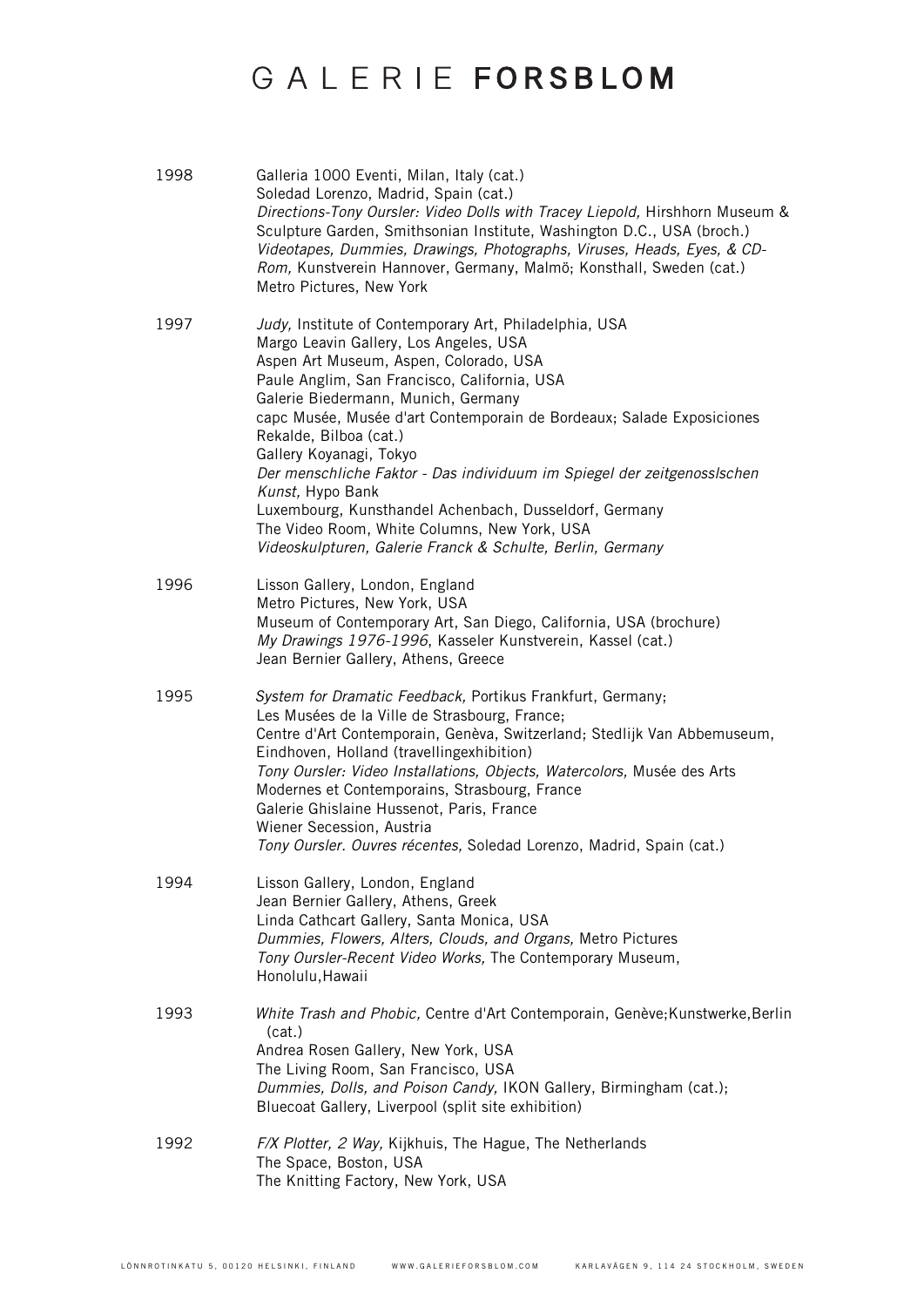1998

Galleria 1000 Eventi, Milan, Italy (cat.)
Soledad Lorenzo, Madrid, Spain (cat.)
*Directions-Tony Oursler: Video Dolls with Tracey Liepold,* Hirshhorn Museum & Sculpture Garden, Smithsonian Institute, Washington D.C., USA (broch.)
*Videotapes, Dummies, Drawings, Photographs, Viruses, Heads, Eyes, & CD-Rom,* Kunstverein Hannover, Germany, Malmö; Konsthall, Sweden (cat.)
Metro Pictures, New York

1997

*Judy,* Institute of Contemporary Art, Philadelphia, USA
Margo Leavin Gallery, Los Angeles, USA
Aspen Art Museum, Aspen, Colorado, USA
Paule Anglim, San Francisco, California, USA
Galerie Biedermann, Munich, Germany
capc Musée, Musée d'art Contemporain de Bordeaux; Salade Exposiciones Rekalde, Bilboa (cat.)
Gallery Koyanagi, Tokyo
*Der menschliche Faktor - Das individuum im Spiegel der zeitgenosslschen Kunst,* Hypo Bank
Luxembourg, Kunsthandel Achenbach, Dusseldorf, Germany
The Video Room, White Columns, New York, USA
*Videoskulpturen, Galerie Franck & Schulte, Berlin, Germany*

1996

Lisson Gallery, London, England
Metro Pictures, New York, USA
Museum of Contemporary Art, San Diego, California, USA (brochure)
*My Drawings 1976-1996*, Kasseler Kunstverein, Kassel (cat.)
Jean Bernier Gallery, Athens, Greece

1995

*System for Dramatic Feedback,* Portikus Frankfurt, Germany;
Les Musées de la Ville de Strasbourg, France;
Centre d'Art Contemporain, Genèva, Switzerland; Stedlijk Van Abbemuseum, Eindhoven, Holland (travellingexhibition)
*Tony Oursler: Video Installations, Objects, Watercolors,* Musée des Arts Modernes et Contemporains, Strasbourg, France
Galerie Ghislaine Hussenot, Paris, France
Wiener Secession, Austria
*Tony Oursler. Ouvres récentes,* Soledad Lorenzo, Madrid, Spain (cat.)

1994

Lisson Gallery, London, England
Jean Bernier Gallery, Athens, Greek
Linda Cathcart Gallery, Santa Monica, USA
*Dummies, Flowers, Alters, Clouds, and Organs,* Metro Pictures
*Tony Oursler-Recent Video Works,* The Contemporary Museum, Honolulu,Hawaii

1993

*White Trash and Phobic,* Centre d'Art Contemporain, Genève;Kunstwerke,Berlin (cat.)
Andrea Rosen Gallery, New York, USA
The Living Room, San Francisco, USA
*Dummies, Dolls, and Poison Candy,* IKON Gallery, Birmingham (cat.);
Bluecoat Gallery, Liverpool (split site exhibition)

1992

*F/X Plotter, 2 Way,* Kijkhuis, The Hague, The Netherlands
The Space, Boston, USA
The Knitting Factory, New York, USA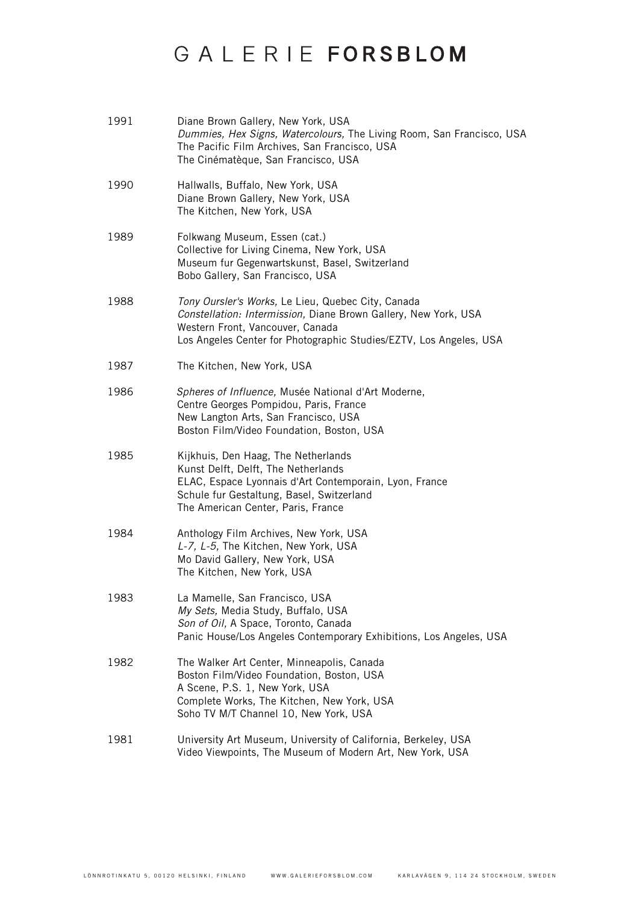1991
Diane Brown Gallery, New York, USA
*Dummies, Hex Signs, Watercolours,* The Living Room, San Francisco, USA
The Pacific Film Archives, San Francisco, USA
The Cinématèque, San Francisco, USA

1990
Hallwalls, Buffalo, New York, USA
Diane Brown Gallery, New York, USA
The Kitchen, New York, USA

1989
Folkwang Museum, Essen (cat.)
Collective for Living Cinema, New York, USA
Museum fur Gegenwartskunst, Basel, Switzerland
Bobo Gallery, San Francisco, USA

1988
*Tony Oursler's Works,* Le Lieu, Quebec City, Canada
*Constellation: Intermission,* Diane Brown Gallery, New York, USA
Western Front, Vancouver, Canada
Los Angeles Center for Photographic Studies/EZTV, Los Angeles, USA

1987
The Kitchen, New York, USA

1986
*Spheres of Influence,* Musée National d'Art Moderne, Centre Georges Pompidou, Paris, France
New Langton Arts, San Francisco, USA
Boston Film/Video Foundation, Boston, USA

1985
Kijkhuis, Den Haag, The Netherlands
Kunst Delft, Delft, The Netherlands
ELAC, Espace Lyonnais d'Art Contemporain, Lyon, France
Schule fur Gestaltung, Basel, Switzerland
The American Center, Paris, France

1984
Anthology Film Archives, New York, USA
*L-7, L-5,* The Kitchen, New York, USA
Mo David Gallery, New York, USA
The Kitchen, New York, USA

1983
La Mamelle, San Francisco, USA
*My Sets,* Media Study, Buffalo, USA
*Son of Oil,* A Space, Toronto, Canada
Panic House/Los Angeles Contemporary Exhibitions, Los Angeles, USA

1982
The Walker Art Center, Minneapolis, Canada
Boston Film/Video Foundation, Boston, USA
A Scene, P.S. 1, New York, USA
Complete Works, The Kitchen, New York, USA
Soho TV M/T Channel 10, New York, USA

1981
University Art Museum, University of California, Berkeley, USA
Video Viewpoints, The Museum of Modern Art, New York, USA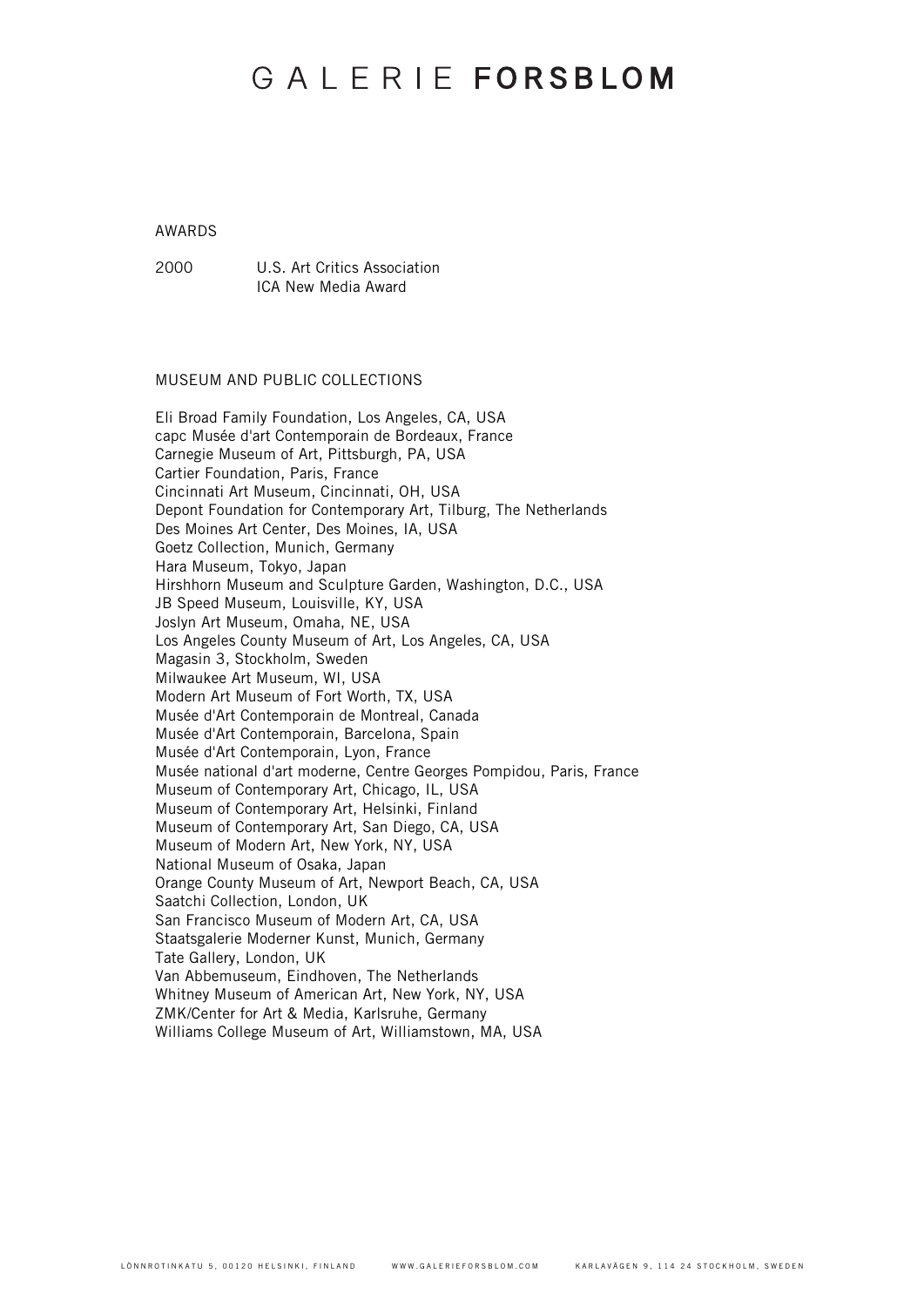## AWARDS

2000 U.S. Art Critics Association
ICA New Media Award

## MUSEUM AND PUBLIC COLLECTIONS

Eli Broad Family Foundation, Los Angeles, CA, USA
capc Musée d'art Contemporain de Bordeaux, France
Carnegie Museum of Art, Pittsburgh, PA, USA
Cartier Foundation, Paris, France
Cincinnati Art Museum, Cincinnati, OH, USA
Depont Foundation for Contemporary Art, Tilburg, The Netherlands
Des Moines Art Center, Des Moines, IA, USA
Goetz Collection, Munich, Germany
Hara Museum, Tokyo, Japan
Hirshhorn Museum and Sculpture Garden, Washington, D.C., USA
JB Speed Museum, Louisville, KY, USA
Joslyn Art Museum, Omaha, NE, USA
Los Angeles County Museum of Art, Los Angeles, CA, USA
Magasin 3, Stockholm, Sweden
Milwaukee Art Museum, WI, USA
Modern Art Museum of Fort Worth, TX, USA
Musée d'Art Contemporain de Montreal, Canada
Musée d'Art Contemporain, Barcelona, Spain
Musée d'Art Contemporain, Lyon, France
Musée national d'art moderne, Centre Georges Pompidou, Paris, France
Museum of Contemporary Art, Chicago, IL, USA
Museum of Contemporary Art, Helsinki, Finland
Museum of Contemporary Art, San Diego, CA, USA
Museum of Modern Art, New York, NY, USA
National Museum of Osaka, Japan
Orange County Museum of Art, Newport Beach, CA, USA
Saatchi Collection, London, UK
San Francisco Museum of Modern Art, CA, USA
Staatsgalerie Moderner Kunst, Munich, Germany
Tate Gallery, London, UK
Van Abbemuseum, Eindhoven, The Netherlands
Whitney Museum of American Art, New York, NY, USA
ZMK/Center for Art & Media, Karlsruhe, Germany
Williams College Museum of Art, Williamstown, MA, USA